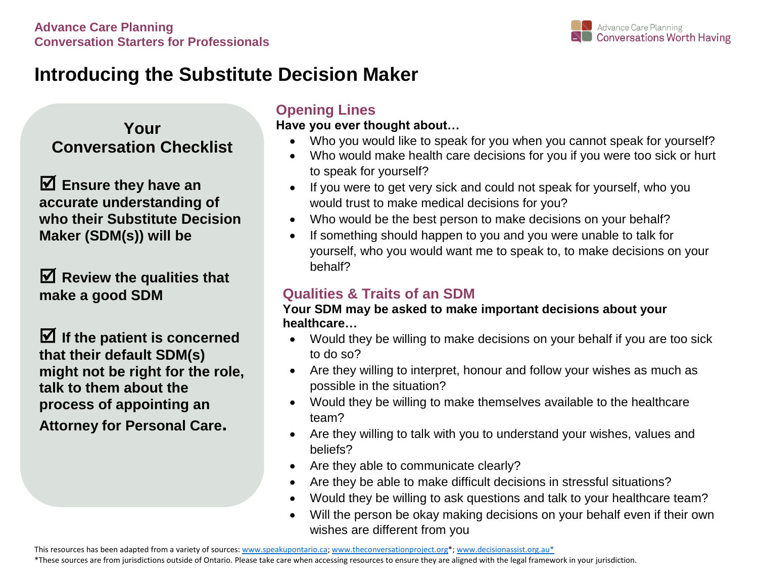**Advance Care Planning**
**Conversation Starters for Professionals**

Advance Care Planning
Conversations Worth Having

# Introducing the Substitute Decision Maker

## Your Conversation Checklist

☑ **Ensure they have an accurate understanding of who their Substitute Decision Maker (SDM(s)) will be**

☑ **Review the qualities that make a good SDM**

☑ **If the patient is concerned that their default SDM(s) might not be right for the role, talk to them about the process of appointing an Attorney for Personal Care.**

## Opening Lines

**Have you ever thought about…**

- Who you would like to speak for you when you cannot speak for yourself?
- Who would make health care decisions for you if you were too sick or hurt to speak for yourself?
- If you were to get very sick and could not speak for yourself, who you would trust to make medical decisions for you?
- Who would be the best person to make decisions on your behalf?
- If something should happen to you and you were unable to talk for yourself, who you would want me to speak to, to make decisions on your behalf?

## Qualities & Traits of an SDM

**Your SDM may be asked to make important decisions about your healthcare…**

- Would they be willing to make decisions on your behalf if you are too sick to do so?
- Are they willing to interpret, honour and follow your wishes as much as possible in the situation?
- Would they be willing to make themselves available to the healthcare team?
- Are they willing to talk with you to understand your wishes, values and beliefs?
- Are they able to communicate clearly?
- Are they be able to make difficult decisions in stressful situations?
- Would they be willing to ask questions and talk to your healthcare team?
- Will the person be okay making decisions on your behalf even if their own wishes are different from you

This resources has been adapted from a variety of sources: www.speakupontario.ca; www.theconversationproject.org*; www.decisionassist.org.au*

*These sources are from jurisdictions outside of Ontario. Please take care when accessing resources to ensure they are aligned with the legal framework in your jurisdiction.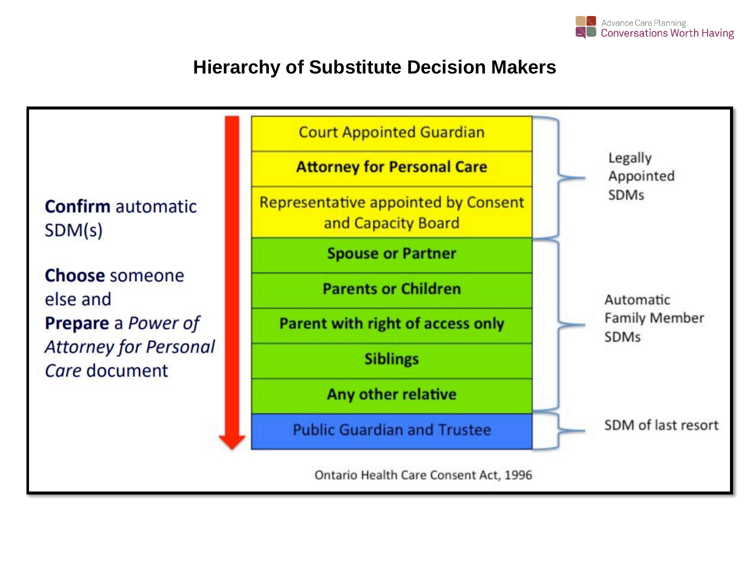# Hierarchy of Substitute Decision Makers

**Confirm** automatic SDM(s)

**Choose** someone else and **Prepare** a *Power of Attorney for Personal Care* document

Court Appointed Guardian

**Attorney for Personal Care**

Representative appointed by Consent and Capacity Board

Legally Appointed SDMs

**Spouse or Partner**

**Parents or Children**

**Parent with right of access only**

**Siblings**

**Any other relative**

Automatic Family Member SDMs

Public Guardian and Trustee

SDM of last resort

Ontario Health Care Consent Act, 1996